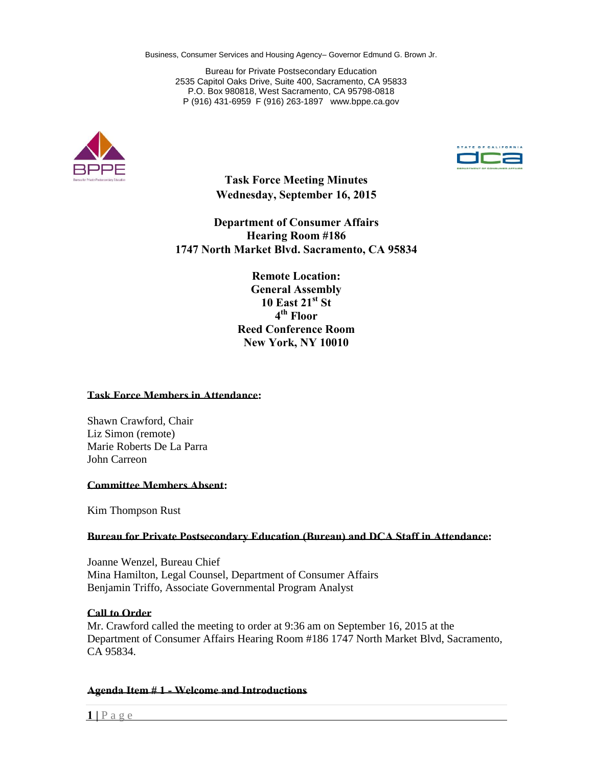Business, Consumer Services and Housing Agency– Governor Edmund G. Brown Jr.

Bureau for Private Postsecondary Education
2535 Capitol Oaks Drive, Suite 400, Sacramento, CA 95833
P.O. Box 980818, West Sacramento, CA 95798-0818
P (916) 431-6959 F (916) 263-1897 www.bppe.ca.gov

**Task Force Meeting Minutes**
**Wednesday, September 16, 2015**

**Department of Consumer Affairs**
**Hearing Room #186**
**1747 North Market Blvd. Sacramento, CA 95834**

**Remote Location:**
**General Assembly**
**10 East 21st St**
**4th Floor**
**Reed Conference Room**
**New York, NY 10010**

**Task Force Members in Attendance:**

Shawn Crawford, Chair
Liz Simon (remote)
Marie Roberts De La Parra
John Carreon

**Committee Members Absent:**

Kim Thompson Rust

**Bureau for Private Postsecondary Education (Bureau) and DCA Staff in Attendance:**

Joanne Wenzel, Bureau Chief
Mina Hamilton, Legal Counsel, Department of Consumer Affairs
Benjamin Triffo, Associate Governmental Program Analyst

**Call to Order**

Mr. Crawford called the meeting to order at 9:36 am on September 16, 2015 at the Department of Consumer Affairs Hearing Room #186 1747 North Market Blvd, Sacramento, CA 95834.

**Agenda Item # 1 - Welcome and Introductions**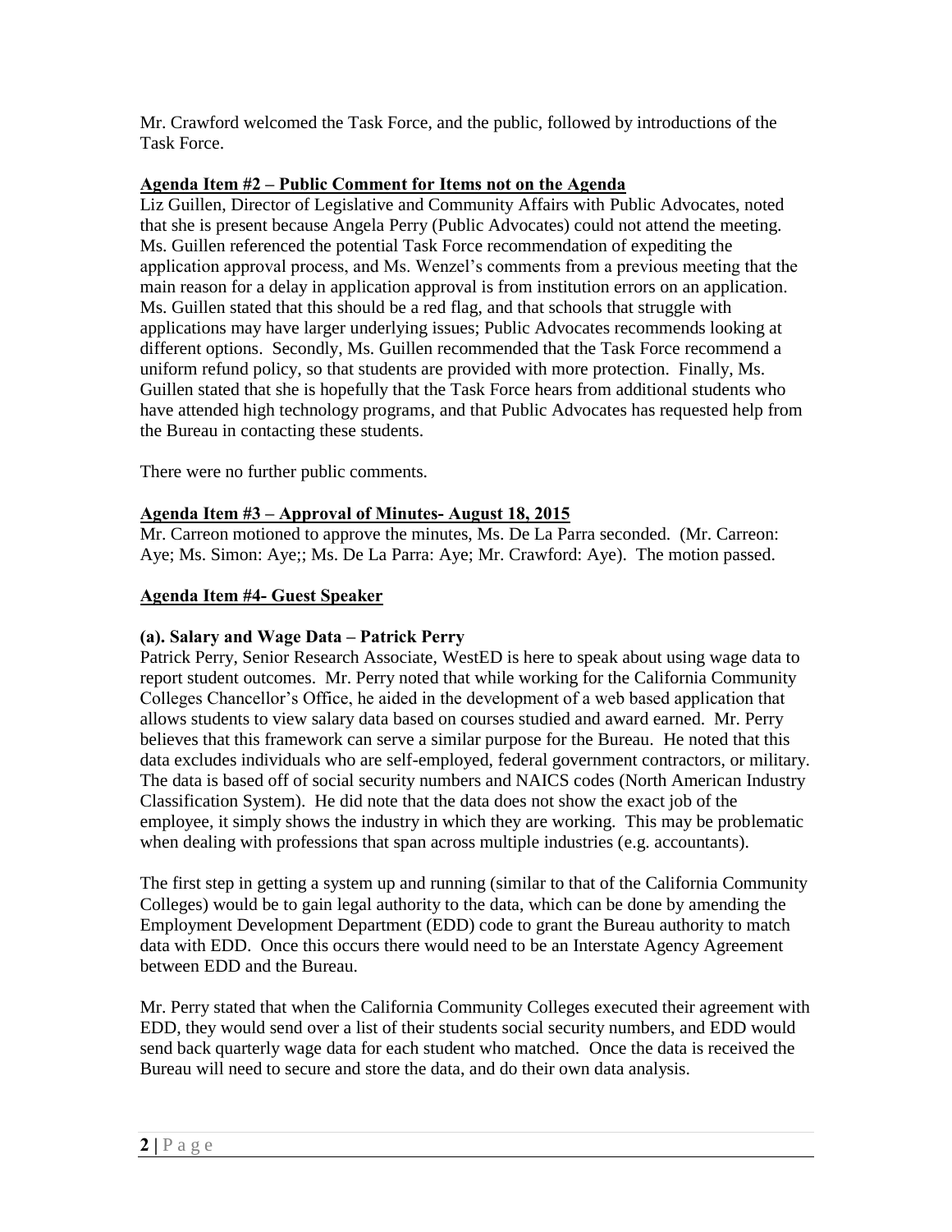Mr. Crawford welcomed the Task Force, and the public, followed by introductions of the Task Force.

**Agenda Item #2 – Public Comment for Items not on the Agenda**

Liz Guillen, Director of Legislative and Community Affairs with Public Advocates, noted that she is present because Angela Perry (Public Advocates) could not attend the meeting. Ms. Guillen referenced the potential Task Force recommendation of expediting the application approval process, and Ms. Wenzel's comments from a previous meeting that the main reason for a delay in application approval is from institution errors on an application. Ms. Guillen stated that this should be a red flag, and that schools that struggle with applications may have larger underlying issues; Public Advocates recommends looking at different options. Secondly, Ms. Guillen recommended that the Task Force recommend a uniform refund policy, so that students are provided with more protection. Finally, Ms. Guillen stated that she is hopefully that the Task Force hears from additional students who have attended high technology programs, and that Public Advocates has requested help from the Bureau in contacting these students.

There were no further public comments.

**Agenda Item #3 – Approval of Minutes- August 18, 2015**

Mr. Carreon motioned to approve the minutes, Ms. De La Parra seconded. (Mr. Carreon: Aye; Ms. Simon: Aye;; Ms. De La Parra: Aye; Mr. Crawford: Aye). The motion passed.

**Agenda Item #4- Guest Speaker**

**(a). Salary and Wage Data – Patrick Perry**

Patrick Perry, Senior Research Associate, WestED is here to speak about using wage data to report student outcomes. Mr. Perry noted that while working for the California Community Colleges Chancellor's Office, he aided in the development of a web based application that allows students to view salary data based on courses studied and award earned. Mr. Perry believes that this framework can serve a similar purpose for the Bureau. He noted that this data excludes individuals who are self-employed, federal government contractors, or military. The data is based off of social security numbers and NAICS codes (North American Industry Classification System). He did note that the data does not show the exact job of the employee, it simply shows the industry in which they are working. This may be problematic when dealing with professions that span across multiple industries (e.g. accountants).

The first step in getting a system up and running (similar to that of the California Community Colleges) would be to gain legal authority to the data, which can be done by amending the Employment Development Department (EDD) code to grant the Bureau authority to match data with EDD. Once this occurs there would need to be an Interstate Agency Agreement between EDD and the Bureau.

Mr. Perry stated that when the California Community Colleges executed their agreement with EDD, they would send over a list of their students social security numbers, and EDD would send back quarterly wage data for each student who matched. Once the data is received the Bureau will need to secure and store the data, and do their own data analysis.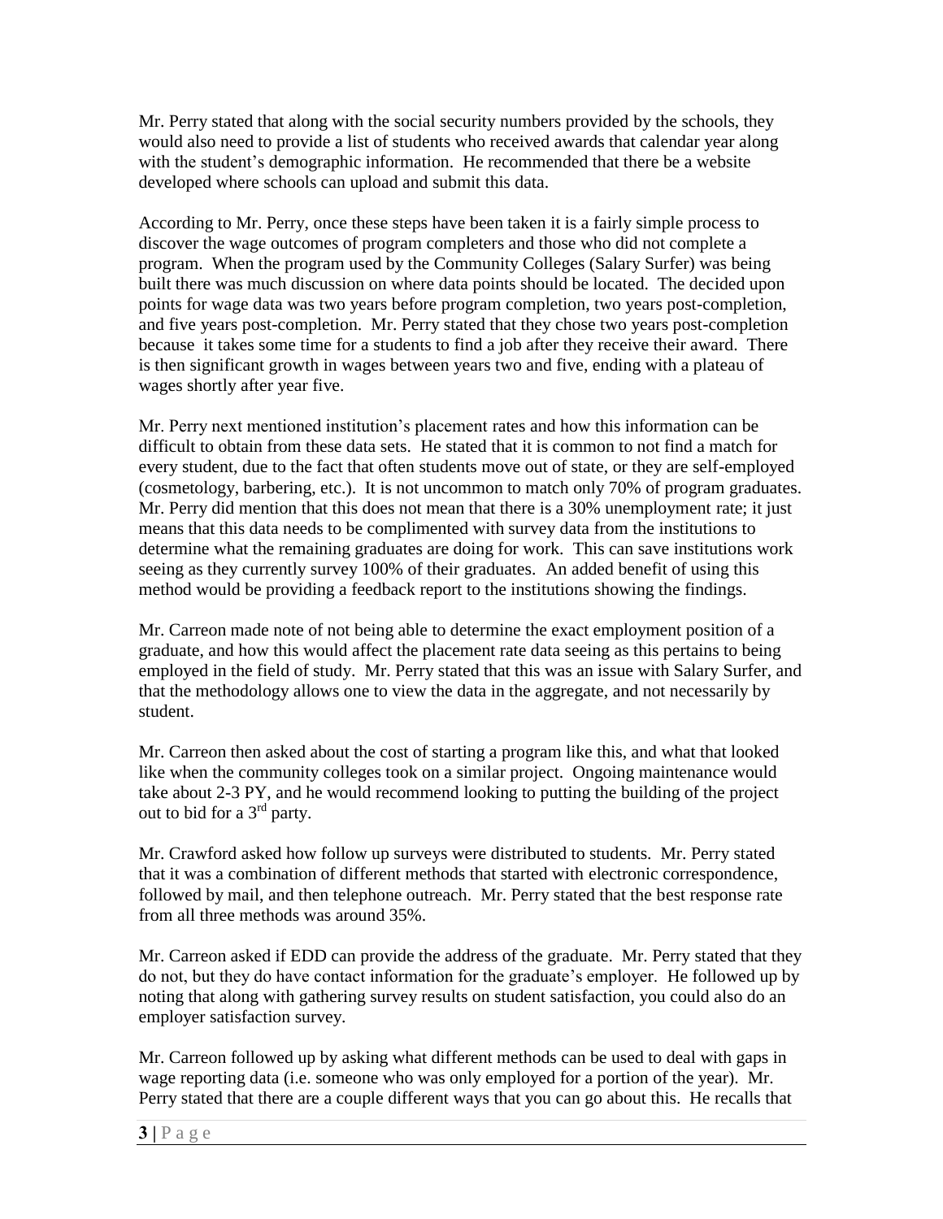Mr. Perry stated that along with the social security numbers provided by the schools, they would also need to provide a list of students who received awards that calendar year along with the student's demographic information. He recommended that there be a website developed where schools can upload and submit this data.

According to Mr. Perry, once these steps have been taken it is a fairly simple process to discover the wage outcomes of program completers and those who did not complete a program. When the program used by the Community Colleges (Salary Surfer) was being built there was much discussion on where data points should be located. The decided upon points for wage data was two years before program completion, two years post-completion, and five years post-completion. Mr. Perry stated that they chose two years post-completion because it takes some time for a students to find a job after they receive their award. There is then significant growth in wages between years two and five, ending with a plateau of wages shortly after year five.

Mr. Perry next mentioned institution's placement rates and how this information can be difficult to obtain from these data sets. He stated that it is common to not find a match for every student, due to the fact that often students move out of state, or they are self-employed (cosmetology, barbering, etc.). It is not uncommon to match only 70% of program graduates. Mr. Perry did mention that this does not mean that there is a 30% unemployment rate; it just means that this data needs to be complimented with survey data from the institutions to determine what the remaining graduates are doing for work. This can save institutions work seeing as they currently survey 100% of their graduates. An added benefit of using this method would be providing a feedback report to the institutions showing the findings.

Mr. Carreon made note of not being able to determine the exact employment position of a graduate, and how this would affect the placement rate data seeing as this pertains to being employed in the field of study. Mr. Perry stated that this was an issue with Salary Surfer, and that the methodology allows one to view the data in the aggregate, and not necessarily by student.

Mr. Carreon then asked about the cost of starting a program like this, and what that looked like when the community colleges took on a similar project. Ongoing maintenance would take about 2-3 PY, and he would recommend looking to putting the building of the project out to bid for a 3rd party.

Mr. Crawford asked how follow up surveys were distributed to students. Mr. Perry stated that it was a combination of different methods that started with electronic correspondence, followed by mail, and then telephone outreach. Mr. Perry stated that the best response rate from all three methods was around 35%.

Mr. Carreon asked if EDD can provide the address of the graduate. Mr. Perry stated that they do not, but they do have contact information for the graduate's employer. He followed up by noting that along with gathering survey results on student satisfaction, you could also do an employer satisfaction survey.

Mr. Carreon followed up by asking what different methods can be used to deal with gaps in wage reporting data (i.e. someone who was only employed for a portion of the year). Mr. Perry stated that there are a couple different ways that you can go about this. He recalls that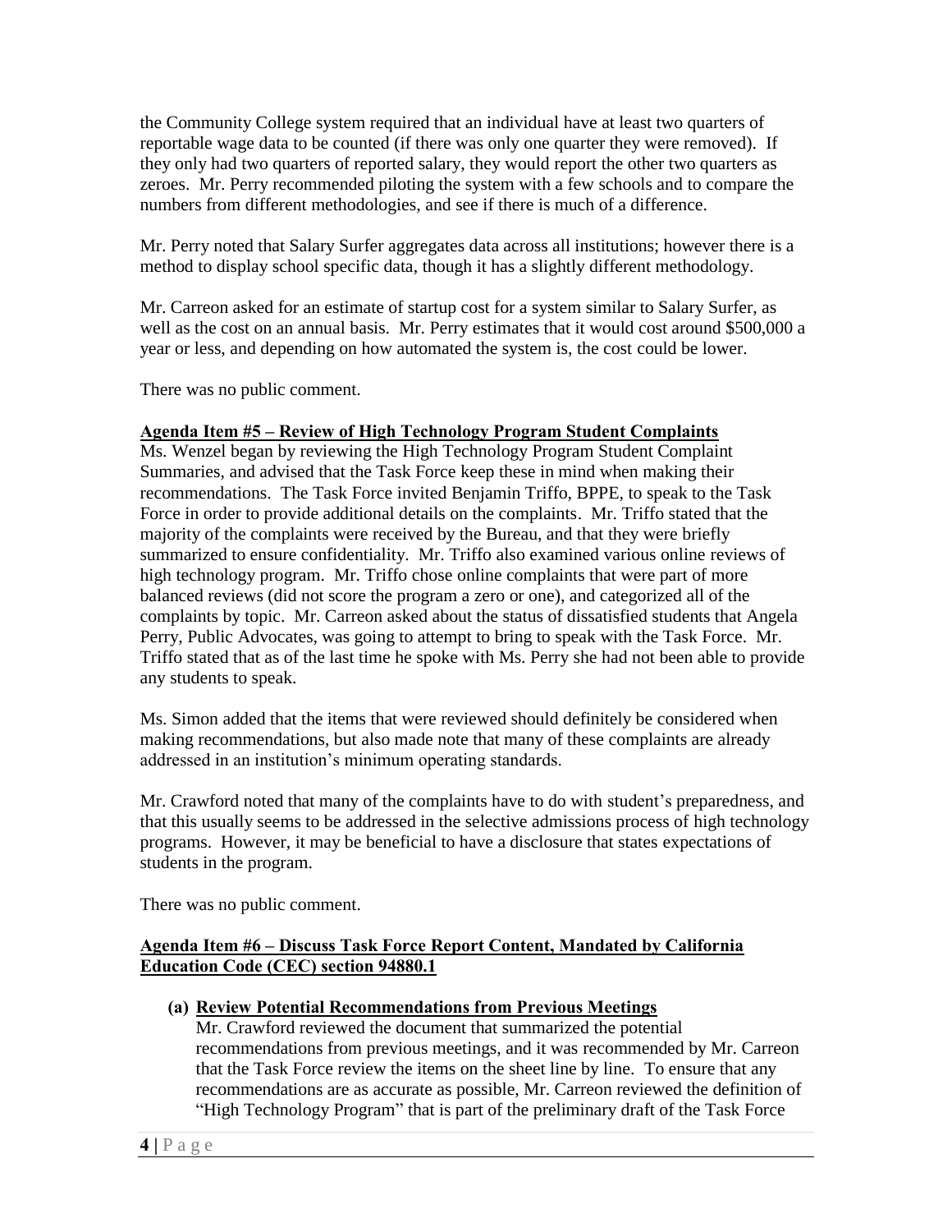the Community College system required that an individual have at least two quarters of reportable wage data to be counted (if there was only one quarter they were removed). If they only had two quarters of reported salary, they would report the other two quarters as zeroes. Mr. Perry recommended piloting the system with a few schools and to compare the numbers from different methodologies, and see if there is much of a difference.

Mr. Perry noted that Salary Surfer aggregates data across all institutions; however there is a method to display school specific data, though it has a slightly different methodology.

Mr. Carreon asked for an estimate of startup cost for a system similar to Salary Surfer, as well as the cost on an annual basis. Mr. Perry estimates that it would cost around $500,000 a year or less, and depending on how automated the system is, the cost could be lower.

There was no public comment.

**Agenda Item #5 – Review of High Technology Program Student Complaints**

Ms. Wenzel began by reviewing the High Technology Program Student Complaint Summaries, and advised that the Task Force keep these in mind when making their recommendations. The Task Force invited Benjamin Triffo, BPPE, to speak to the Task Force in order to provide additional details on the complaints. Mr. Triffo stated that the majority of the complaints were received by the Bureau, and that they were briefly summarized to ensure confidentiality. Mr. Triffo also examined various online reviews of high technology program. Mr. Triffo chose online complaints that were part of more balanced reviews (did not score the program a zero or one), and categorized all of the complaints by topic. Mr. Carreon asked about the status of dissatisfied students that Angela Perry, Public Advocates, was going to attempt to bring to speak with the Task Force. Mr. Triffo stated that as of the last time he spoke with Ms. Perry she had not been able to provide any students to speak.

Ms. Simon added that the items that were reviewed should definitely be considered when making recommendations, but also made note that many of these complaints are already addressed in an institution's minimum operating standards.

Mr. Crawford noted that many of the complaints have to do with student's preparedness, and that this usually seems to be addressed in the selective admissions process of high technology programs. However, it may be beneficial to have a disclosure that states expectations of students in the program.

There was no public comment.

**Agenda Item #6 – Discuss Task Force Report Content, Mandated by California Education Code (CEC) section 94880.1**

**(a) Review Potential Recommendations from Previous Meetings**

Mr. Crawford reviewed the document that summarized the potential recommendations from previous meetings, and it was recommended by Mr. Carreon that the Task Force review the items on the sheet line by line. To ensure that any recommendations are as accurate as possible, Mr. Carreon reviewed the definition of "High Technology Program" that is part of the preliminary draft of the Task Force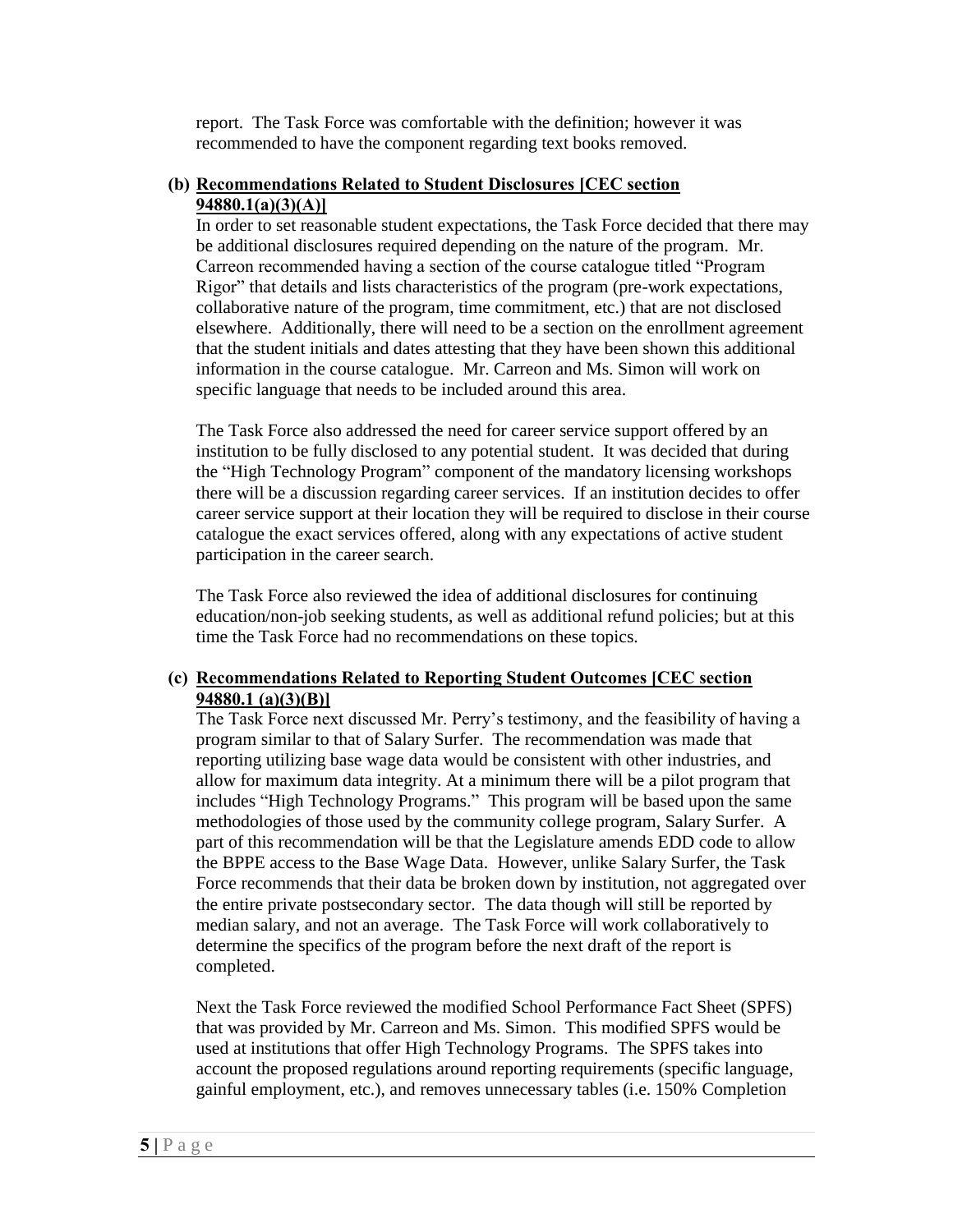report. The Task Force was comfortable with the definition; however it was recommended to have the component regarding text books removed.

**(b) Recommendations Related to Student Disclosures [CEC section 94880.1(a)(3)(A)]**

In order to set reasonable student expectations, the Task Force decided that there may be additional disclosures required depending on the nature of the program. Mr. Carreon recommended having a section of the course catalogue titled "Program Rigor" that details and lists characteristics of the program (pre-work expectations, collaborative nature of the program, time commitment, etc.) that are not disclosed elsewhere. Additionally, there will need to be a section on the enrollment agreement that the student initials and dates attesting that they have been shown this additional information in the course catalogue. Mr. Carreon and Ms. Simon will work on specific language that needs to be included around this area.

The Task Force also addressed the need for career service support offered by an institution to be fully disclosed to any potential student. It was decided that during the "High Technology Program" component of the mandatory licensing workshops there will be a discussion regarding career services. If an institution decides to offer career service support at their location they will be required to disclose in their course catalogue the exact services offered, along with any expectations of active student participation in the career search.

The Task Force also reviewed the idea of additional disclosures for continuing education/non-job seeking students, as well as additional refund policies; but at this time the Task Force had no recommendations on these topics.

**(c) Recommendations Related to Reporting Student Outcomes [CEC section 94880.1 (a)(3)(B)]**

The Task Force next discussed Mr. Perry's testimony, and the feasibility of having a program similar to that of Salary Surfer. The recommendation was made that reporting utilizing base wage data would be consistent with other industries, and allow for maximum data integrity. At a minimum there will be a pilot program that includes "High Technology Programs." This program will be based upon the same methodologies of those used by the community college program, Salary Surfer. A part of this recommendation will be that the Legislature amends EDD code to allow the BPPE access to the Base Wage Data. However, unlike Salary Surfer, the Task Force recommends that their data be broken down by institution, not aggregated over the entire private postsecondary sector. The data though will still be reported by median salary, and not an average. The Task Force will work collaboratively to determine the specifics of the program before the next draft of the report is completed.

Next the Task Force reviewed the modified School Performance Fact Sheet (SPFS) that was provided by Mr. Carreon and Ms. Simon. This modified SPFS would be used at institutions that offer High Technology Programs. The SPFS takes into account the proposed regulations around reporting requirements (specific language, gainful employment, etc.), and removes unnecessary tables (i.e. 150% Completion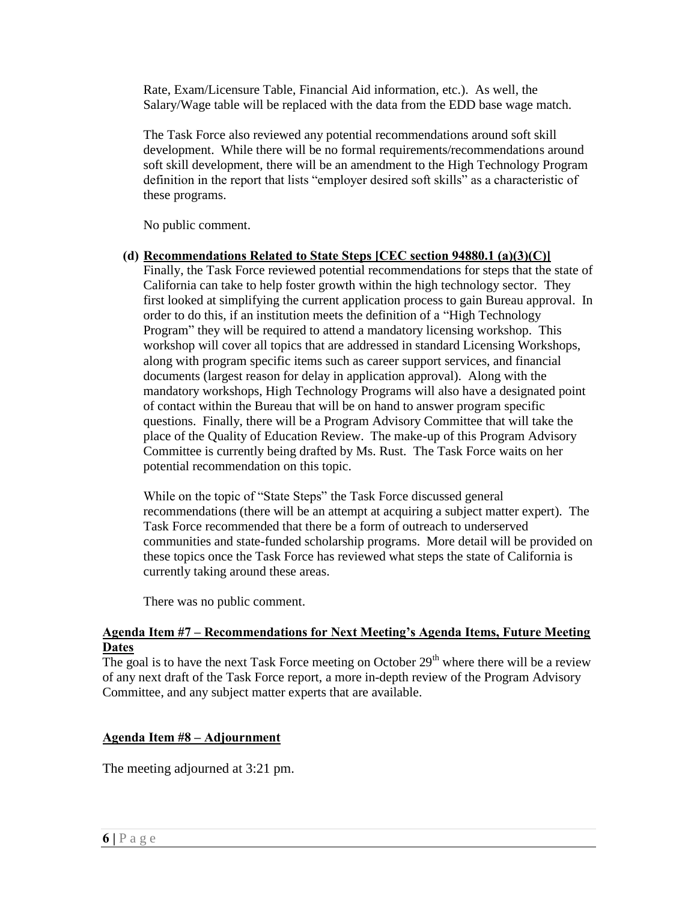Rate, Exam/Licensure Table, Financial Aid information, etc.). As well, the Salary/Wage table will be replaced with the data from the EDD base wage match.

The Task Force also reviewed any potential recommendations around soft skill development. While there will be no formal requirements/recommendations around soft skill development, there will be an amendment to the High Technology Program definition in the report that lists "employer desired soft skills" as a characteristic of these programs.

No public comment.

**(d) Recommendations Related to State Steps [CEC section 94880.1 (a)(3)(C)]**

Finally, the Task Force reviewed potential recommendations for steps that the state of California can take to help foster growth within the high technology sector. They first looked at simplifying the current application process to gain Bureau approval. In order to do this, if an institution meets the definition of a "High Technology Program" they will be required to attend a mandatory licensing workshop. This workshop will cover all topics that are addressed in standard Licensing Workshops, along with program specific items such as career support services, and financial documents (largest reason for delay in application approval). Along with the mandatory workshops, High Technology Programs will also have a designated point of contact within the Bureau that will be on hand to answer program specific questions. Finally, there will be a Program Advisory Committee that will take the place of the Quality of Education Review. The make-up of this Program Advisory Committee is currently being drafted by Ms. Rust. The Task Force waits on her potential recommendation on this topic.

While on the topic of "State Steps" the Task Force discussed general recommendations (there will be an attempt at acquiring a subject matter expert). The Task Force recommended that there be a form of outreach to underserved communities and state-funded scholarship programs. More detail will be provided on these topics once the Task Force has reviewed what steps the state of California is currently taking around these areas.

There was no public comment.

**Agenda Item #7 – Recommendations for Next Meeting's Agenda Items, Future Meeting Dates**

The goal is to have the next Task Force meeting on October 29th where there will be a review of any next draft of the Task Force report, a more in-depth review of the Program Advisory Committee, and any subject matter experts that are available.

**Agenda Item #8 – Adjournment**

The meeting adjourned at 3:21 pm.